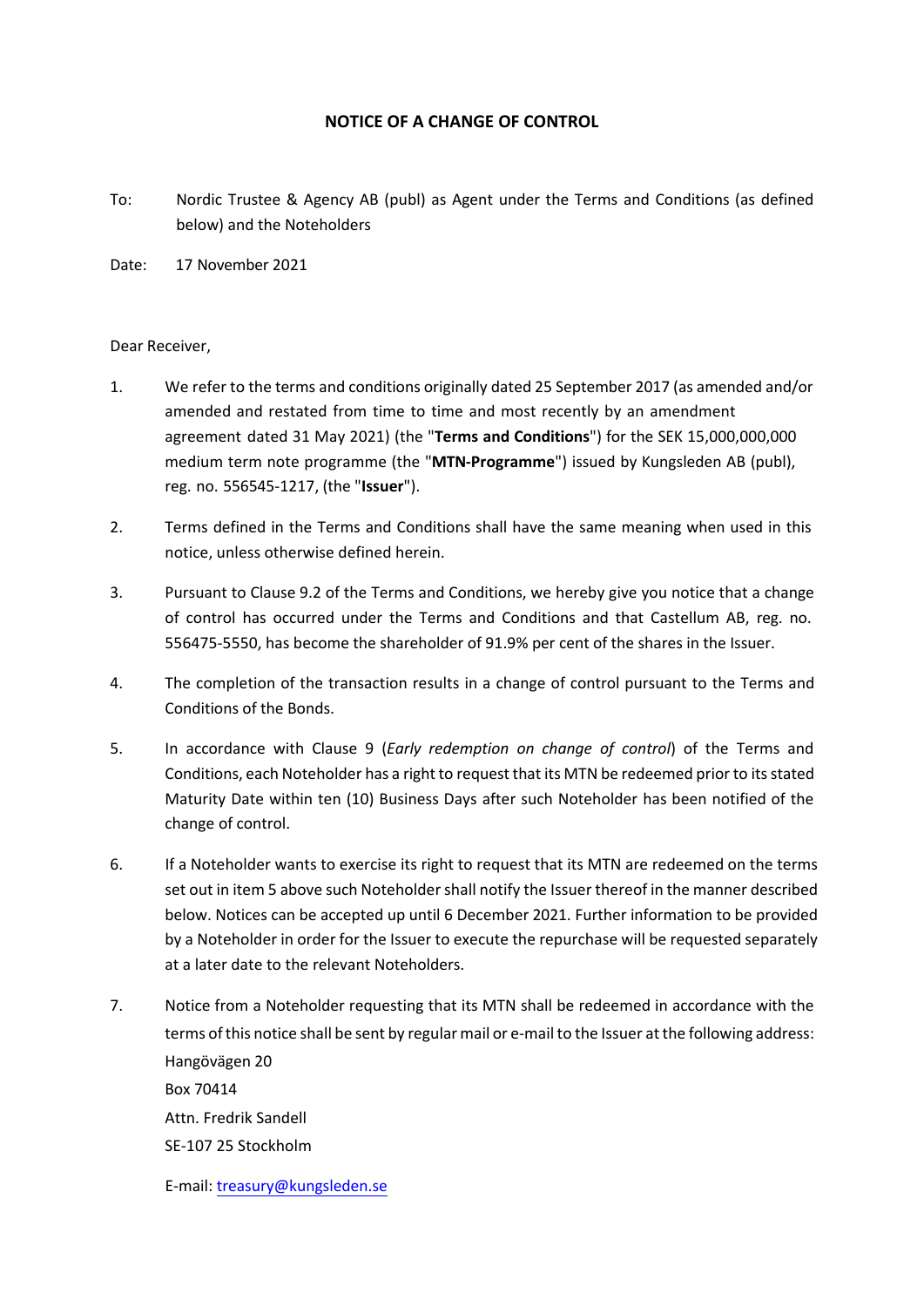# NOTICE OF A CHANGE OF CONTROL

To: Nordic Trustee & Agency AB (publ) as Agent under the Terms and Conditions (as defined below) and the Noteholders

Date: 17 November 2021

Dear Receiver,

1. We refer to the terms and conditions originally dated 25 September 2017 (as amended and/or amended and restated from time to time and most recently by an amendment agreement dated 31 May 2021) (the "**Terms and Conditions**") for the SEK 15,000,000,000 medium term note programme (the "**MTN-Programme**") issued by Kungsleden AB (publ), reg. no. 556545-1217, (the "**Issuer**").

2. Terms defined in the Terms and Conditions shall have the same meaning when used in this notice, unless otherwise defined herein.

3. Pursuant to Clause 9.2 of the Terms and Conditions, we hereby give you notice that a change of control has occurred under the Terms and Conditions and that Castellum AB, reg. no. 556475-5550, has become the shareholder of 91.9% per cent of the shares in the Issuer.

4. The completion of the transaction results in a change of control pursuant to the Terms and Conditions of the Bonds.

5. In accordance with Clause 9 (*Early redemption on change of control*) of the Terms and Conditions, each Noteholder has a right to request that its MTN be redeemed prior to its stated Maturity Date within ten (10) Business Days after such Noteholder has been notified of the change of control.

6. If a Noteholder wants to exercise its right to request that its MTN are redeemed on the terms set out in item 5 above such Noteholder shall notify the Issuer thereof in the manner described below. Notices can be accepted up until 6 December 2021. Further information to be provided by a Noteholder in order for the Issuer to execute the repurchase will be requested separately at a later date to the relevant Noteholders.

7. Notice from a Noteholder requesting that its MTN shall be redeemed in accordance with the terms of this notice shall be sent by regular mail or e-mail to the Issuer at the following address:

   Hangövägen 20
   Box 70414
   Attn. Fredrik Sandell
   SE-107 25 Stockholm

   E-mail: treasury@kungsleden.se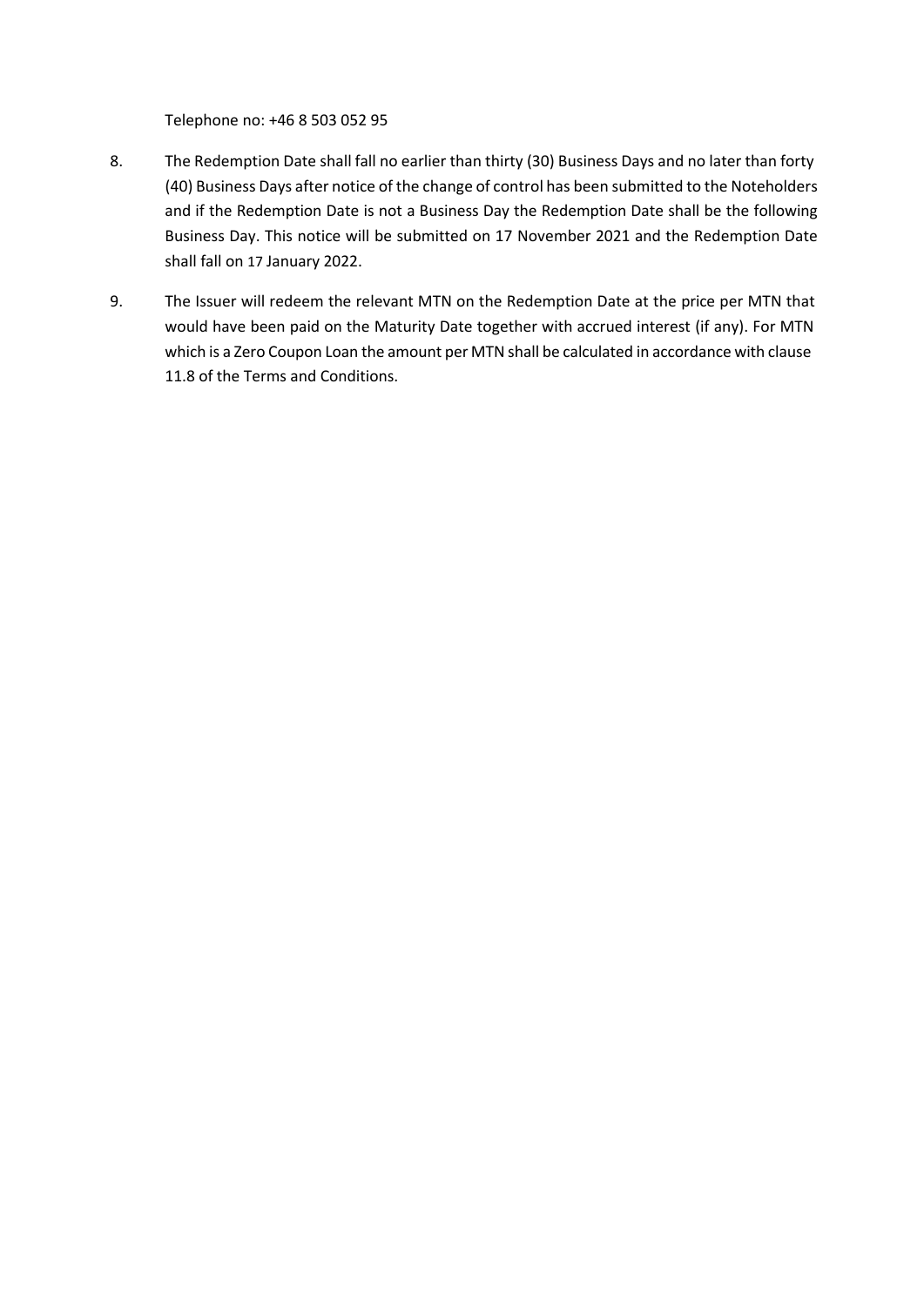Telephone no: +46 8 503 052 95

8. The Redemption Date shall fall no earlier than thirty (30) Business Days and no later than forty (40) Business Days after notice of the change of control has been submitted to the Noteholders and if the Redemption Date is not a Business Day the Redemption Date shall be the following Business Day. This notice will be submitted on 17 November 2021 and the Redemption Date shall fall on 17 January 2022.

9. The Issuer will redeem the relevant MTN on the Redemption Date at the price per MTN that would have been paid on the Maturity Date together with accrued interest (if any). For MTN which is a Zero Coupon Loan the amount per MTN shall be calculated in accordance with clause 11.8 of the Terms and Conditions.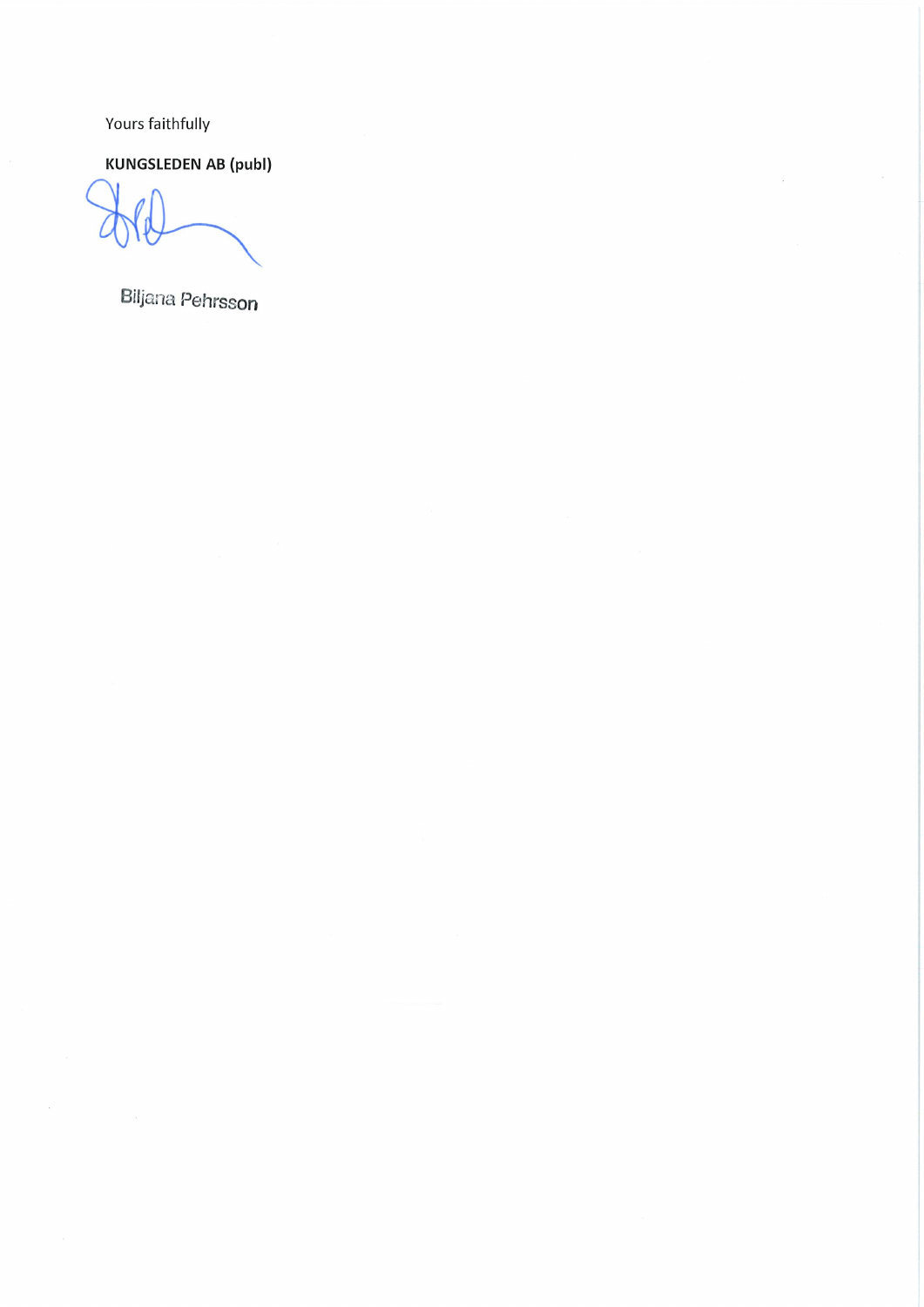Yours faithfully

**KUNGSLEDEN AB (publ)**

Biljana Pehrsson